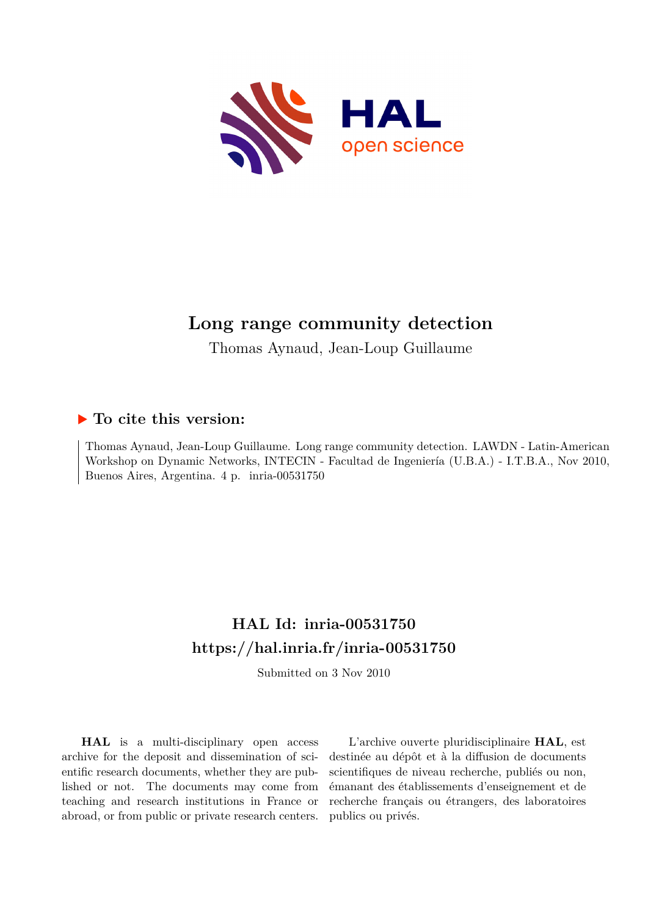# Long range community detection

Thomas Aynaud, Jean-Loup Guillaume

## ▶ To cite this version:

Thomas Aynaud, Jean-Loup Guillaume. Long range community detection. LAWDN - Latin-American Workshop on Dynamic Networks, INTECIN - Facultad de Ingeniería (U.B.A.) - I.T.B.A., Nov 2010, Buenos Aires, Argentina. 4 p. inria-00531750

## HAL Id: inria-00531750

## https://hal.inria.fr/inria-00531750

Submitted on 3 Nov 2010

**HAL** is a multi-disciplinary open access archive for the deposit and dissemination of scientific research documents, whether they are published or not. The documents may come from teaching and research institutions in France or abroad, or from public or private research centers.

L'archive ouverte pluridisciplinaire **HAL**, est destinée au dépôt et à la diffusion de documents scientifiques de niveau recherche, publiés ou non, émanant des établissements d'enseignement et de recherche français ou étrangers, des laboratoires publics ou privés.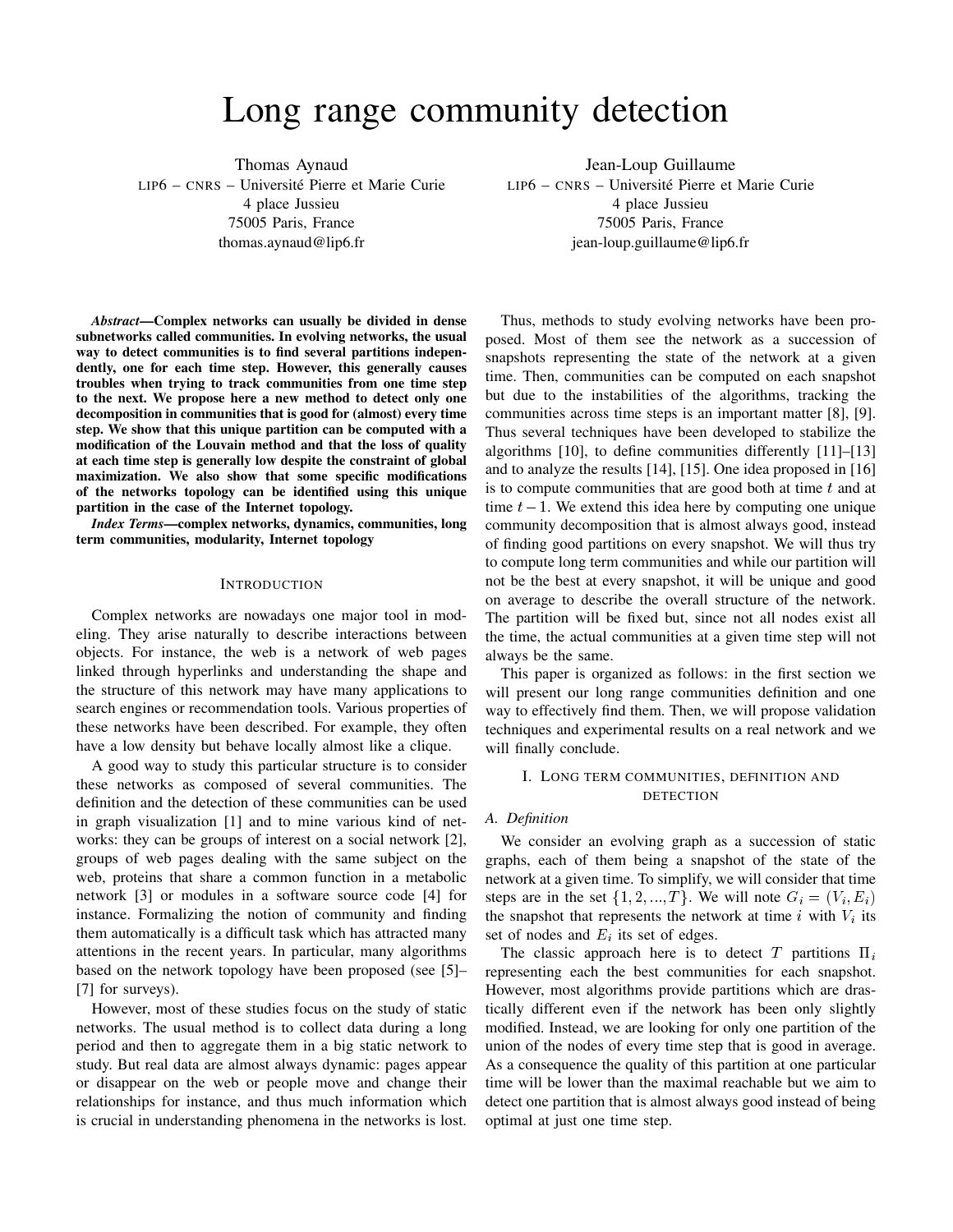# Long range community detection

Thomas Aynaud
LIP6 – CNRS – Université Pierre et Marie Curie
4 place Jussieu
75005 Paris, France
thomas.aynaud@lip6.fr

Jean-Loup Guillaume
LIP6 – CNRS – Université Pierre et Marie Curie
4 place Jussieu
75005 Paris, France
jean-loup.guillaume@lip6.fr

***Abstract*—Complex networks can usually be divided in dense subnetworks called communities. In evolving networks, the usual way to detect communities is to find several partitions independently, one for each time step. However, this generally causes troubles when trying to track communities from one time step to the next. We propose here a new method to detect only one decomposition in communities that is good for (almost) every time step. We show that this unique partition can be computed with a modification of the Louvain method and that the loss of quality at each time step is generally low despite the constraint of global maximization. We also show that some specific modifications of the networks topology can be identified using this unique partition in the case of the Internet topology.**

***Index Terms*—complex networks, dynamics, communities, long term communities, modularity, Internet topology**

## INTRODUCTION

Complex networks are nowadays one major tool in modeling. They arise naturally to describe interactions between objects. For instance, the web is a network of web pages linked through hyperlinks and understanding the shape and the structure of this network may have many applications to search engines or recommendation tools. Various properties of these networks have been described. For example, they often have a low density but behave locally almost like a clique.

A good way to study this particular structure is to consider these networks as composed of several communities. The definition and the detection of these communities can be used in graph visualization [1] and to mine various kind of networks: they can be groups of interest on a social network [2], groups of web pages dealing with the same subject on the web, proteins that share a common function in a metabolic network [3] or modules in a software source code [4] for instance. Formalizing the notion of community and finding them automatically is a difficult task which has attracted many attentions in the recent years. In particular, many algorithms based on the network topology have been proposed (see [5]–[7] for surveys).

However, most of these studies focus on the study of static networks. The usual method is to collect data during a long period and then to aggregate them in a big static network to study. But real data are almost always dynamic: pages appear or disappear on the web or people move and change their relationships for instance, and thus much information which is crucial in understanding phenomena in the networks is lost.

Thus, methods to study evolving networks have been proposed. Most of them see the network as a succession of snapshots representing the state of the network at a given time. Then, communities can be computed on each snapshot but due to the instabilities of the algorithms, tracking the communities across time steps is an important matter [8], [9]. Thus several techniques have been developed to stabilize the algorithms [10], to define communities differently [11]–[13] and to analyze the results [14], [15]. One idea proposed in [16] is to compute communities that are good both at time $t$ and at time $t-1$. We extend this idea here by computing one unique community decomposition that is almost always good, instead of finding good partitions on every snapshot. We will thus try to compute long term communities and while our partition will not be the best at every snapshot, it will be unique and good on average to describe the overall structure of the network. The partition will be fixed but, since not all nodes exist all the time, the actual communities at a given time step will not always be the same.

This paper is organized as follows: in the first section we will present our long range communities definition and one way to effectively find them. Then, we will propose validation techniques and experimental results on a real network and we will finally conclude.

## I. LONG TERM COMMUNITIES, DEFINITION AND DETECTION

### A. Definition

We consider an evolving graph as a succession of static graphs, each of them being a snapshot of the state of the network at a given time. To simplify, we will consider that time steps are in the set $\{1, 2, ..., T\}$. We will note $G_i = (V_i, E_i)$ the snapshot that represents the network at time $i$ with $V_i$ its set of nodes and $E_i$ its set of edges.

The classic approach here is to detect $T$ partitions $\Pi_i$ representing each the best communities for each snapshot. However, most algorithms provide partitions which are drastically different even if the network has been only slightly modified. Instead, we are looking for only one partition of the union of the nodes of every time step that is good in average. As a consequence the quality of this partition at one particular time will be lower than the maximal reachable but we aim to detect one partition that is almost always good instead of being optimal at just one time step.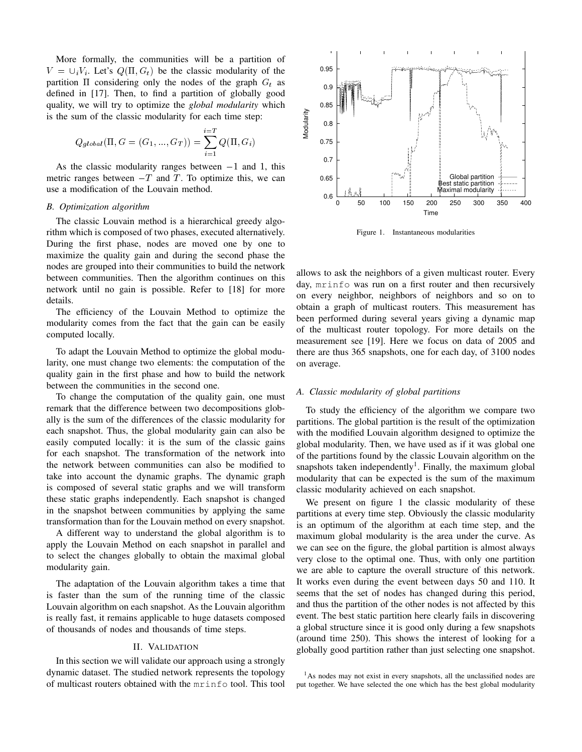More formally, the communities will be a partition of $V = \cup_i V_i$. Let's $Q(\Pi, G_t)$ be the classic modularity of the partition $\Pi$ considering only the nodes of the graph $G_t$ as defined in [17]. Then, to find a partition of globally good quality, we will try to optimize the *global modularity* which is the sum of the classic modularity for each time step:

$$Q_{global}(\Pi, G = (G_1, ..., G_T)) = \sum_{i=1}^{i=T} Q(\Pi, G_i)$$

As the classic modularity ranges between $-1$ and 1, this metric ranges between $-T$ and $T$. To optimize this, we can use a modification of the Louvain method.

### B. Optimization algorithm

The classic Louvain method is a hierarchical greedy algorithm which is composed of two phases, executed alternatively. During the first phase, nodes are moved one by one to maximize the quality gain and during the second phase the nodes are grouped into their communities to build the network between communities. Then the algorithm continues on this network until no gain is possible. Refer to [18] for more details.

The efficiency of the Louvain Method to optimize the modularity comes from the fact that the gain can be easily computed locally.

To adapt the Louvain Method to optimize the global modularity, one must change two elements: the computation of the quality gain in the first phase and how to build the network between the communities in the second one.

To change the computation of the quality gain, one must remark that the difference between two decompositions globally is the sum of the differences of the classic modularity for each snapshot. Thus, the global modularity gain can also be easily computed locally: it is the sum of the classic gains for each snapshot. The transformation of the network into the network between communities can also be modified to take into account the dynamic graphs. The dynamic graph is composed of several static graphs and we will transform these static graphs independently. Each snapshot is changed in the snapshot between communities by applying the same transformation than for the Louvain method on every snapshot.

A different way to understand the global algorithm is to apply the Louvain Method on each snapshot in parallel and to select the changes globally to obtain the maximal global modularity gain.

The adaptation of the Louvain algorithm takes a time that is faster than the sum of the running time of the classic Louvain algorithm on each snapshot. As the Louvain algorithm is really fast, it remains applicable to huge datasets composed of thousands of nodes and thousands of time steps.

## II. Validation

In this section we will validate our approach using a strongly dynamic dataset. The studied network represents the topology of multicast routers obtained with the `mrinfo` tool. This tool allows to ask the neighbors of a given multicast router. Every day, `mrinfo` was run on a first router and then recursively on every neighbor, neighbors of neighbors and so on to obtain a graph of multicast routers. This measurement has been performed during several years giving a dynamic map of the multicast router topology. For more details on the measurement see [19]. Here we focus on data of 2005 and there are thus 365 snapshots, one for each day, of 3100 nodes on average.

Figure 1. Instantaneous modularities

### A. Classic modularity of global partitions

To study the efficiency of the algorithm we compare two partitions. The global partition is the result of the optimization with the modified Louvain algorithm designed to optimize the global modularity. Then, we have used as if it was global one of the partitions found by the classic Louvain algorithm on the snapshots taken independently[1]. Finally, the maximum global modularity that can be expected is the sum of the maximum classic modularity achieved on each snapshot.

We present on figure 1 the classic modularity of these partitions at every time step. Obviously the classic modularity is an optimum of the algorithm at each time step, and the maximum global modularity is the area under the curve. As we can see on the figure, the global partition is almost always very close to the optimal one. Thus, with only one partition we are able to capture the overall structure of this network. It works even during the event between days 50 and 110. It seems that the set of nodes has changed during this period, and thus the partition of the other nodes is not affected by this event. The best static partition here clearly fails in discovering a global structure since it is good only during a few snapshots (around time 250). This shows the interest of looking for a globally good partition rather than just selecting one snapshot.

[1] As nodes may not exist in every snapshots, all the unclassified nodes are put together. We have selected the one which has the best global modularity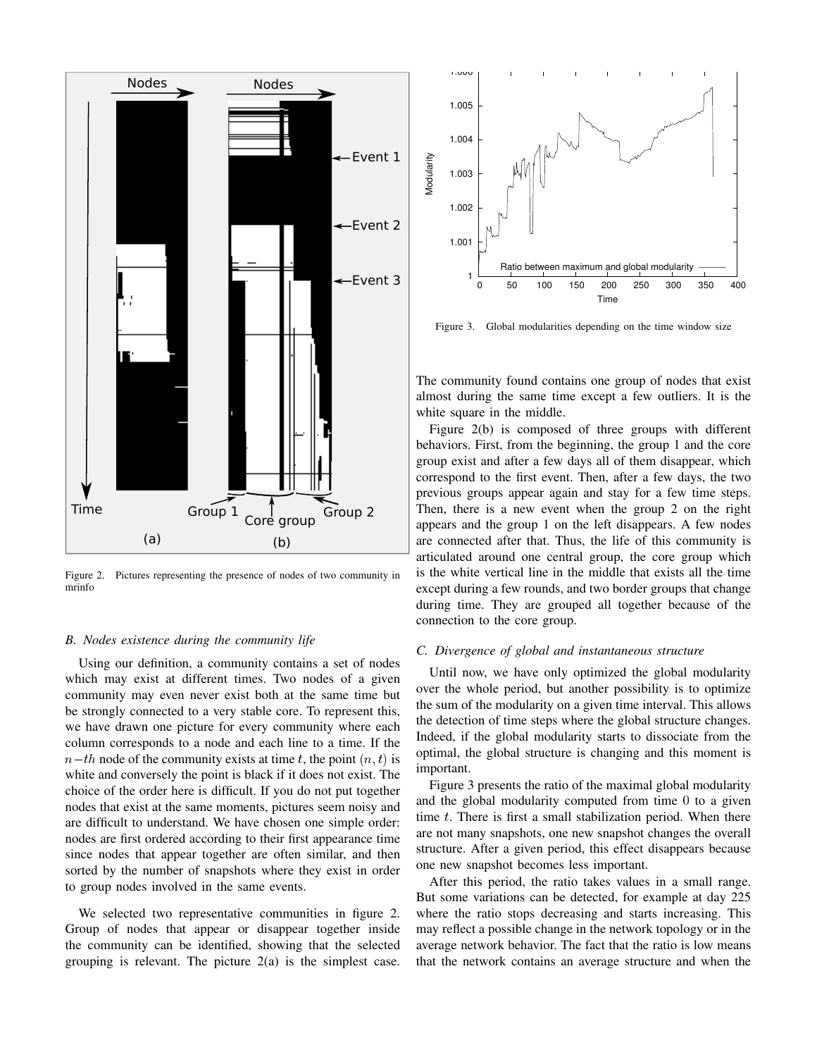Figure 2. Pictures representing the presence of nodes of two community in mrinfo

### B. Nodes existence during the community life

Using our definition, a community contains a set of nodes which may exist at different times. Two nodes of a given community may even never exist both at the same time but be strongly connected to a very stable core. To represent this, we have drawn one picture for every community where each column corresponds to a node and each line to a time. If the $n-th$ node of the community exists at time $t$, the point $(n, t)$ is white and conversely the point is black if it does not exist. The choice of the order here is difficult. If you do not put together nodes that exist at the same moments, pictures seem noisy and are difficult to understand. We have chosen one simple order: nodes are first ordered according to their first appearance time since nodes that appear together are often similar, and then sorted by the number of snapshots where they exist in order to group nodes involved in the same events.

We selected two representative communities in figure 2. Group of nodes that appear or disappear together inside the community can be identified, showing that the selected grouping is relevant. The picture 2(a) is the simplest case. The community found contains one group of nodes that exist almost during the same time except a few outliers. It is the white square in the middle.

Figure 2(b) is composed of three groups with different behaviors. First, from the beginning, the group 1 and the core group exist and after a few days all of them disappear, which correspond to the first event. Then, after a few days, the two previous groups appear again and stay for a few time steps. Then, there is a new event when the group 2 on the right appears and the group 1 on the left disappears. A few nodes are connected after that. Thus, the life of this community is articulated around one central group, the core group which is the white vertical line in the middle that exists all the time except during a few rounds, and two border groups that change during time. They are grouped all together because of the connection to the core group.

Figure 3. Global modularities depending on the time window size

### C. Divergence of global and instantaneous structure

Until now, we have only optimized the global modularity over the whole period, but another possibility is to optimize the sum of the modularity on a given time interval. This allows the detection of time steps where the global structure changes. Indeed, if the global modularity starts to dissociate from the optimal, the global structure is changing and this moment is important.

Figure 3 presents the ratio of the maximal global modularity and the global modularity computed from time 0 to a given time $t$. There is first a small stabilization period. When there are not many snapshots, one new snapshot changes the overall structure. After a given period, this effect disappears because one new snapshot becomes less important.

After this period, the ratio takes values in a small range. But some variations can be detected, for example at day 225 where the ratio stops decreasing and starts increasing. This may reflect a possible change in the network topology or in the average network behavior. The fact that the ratio is low means that the network contains an average structure and when the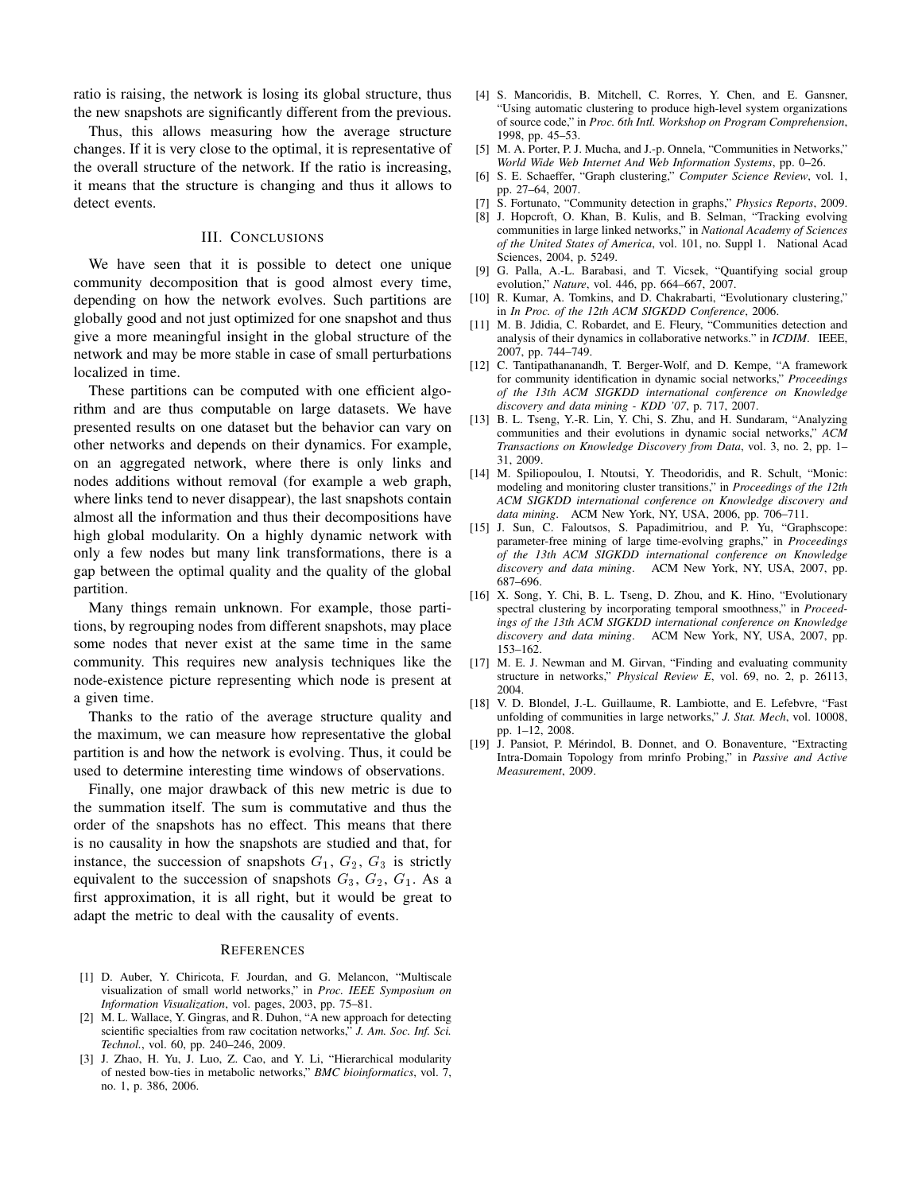ratio is raising, the network is losing its global structure, thus the new snapshots are significantly different from the previous.

Thus, this allows measuring how the average structure changes. If it is very close to the optimal, it is representative of the overall structure of the network. If the ratio is increasing, it means that the structure is changing and thus it allows to detect events.

## III. Conclusions

We have seen that it is possible to detect one unique community decomposition that is good almost every time, depending on how the network evolves. Such partitions are globally good and not just optimized for one snapshot and thus give a more meaningful insight in the global structure of the network and may be more stable in case of small perturbations localized in time.

These partitions can be computed with one efficient algorithm and are thus computable on large datasets. We have presented results on one dataset but the behavior can vary on other networks and depends on their dynamics. For example, on an aggregated network, where there is only links and nodes additions without removal (for example a web graph, where links tend to never disappear), the last snapshots contain almost all the information and thus their decompositions have high global modularity. On a highly dynamic network with only a few nodes but many link transformations, there is a gap between the optimal quality and the quality of the global partition.

Many things remain unknown. For example, those partitions, by regrouping nodes from different snapshots, may place some nodes that never exist at the same time in the same community. This requires new analysis techniques like the node-existence picture representing which node is present at a given time.

Thanks to the ratio of the average structure quality and the maximum, we can measure how representative the global partition is and how the network is evolving. Thus, it could be used to determine interesting time windows of observations.

Finally, one major drawback of this new metric is due to the summation itself. The sum is commutative and thus the order of the snapshots has no effect. This means that there is no causality in how the snapshots are studied and that, for instance, the succession of snapshots $G_1$, $G_2$, $G_3$ is strictly equivalent to the succession of snapshots $G_3$, $G_2$, $G_1$. As a first approximation, it is all right, but it would be great to adapt the metric to deal with the causality of events.

## References

[1] D. Auber, Y. Chiricota, F. Jourdan, and G. Melancon, "Multiscale visualization of small world networks," in *Proc. IEEE Symposium on Information Visualization*, vol. pages, 2003, pp. 75–81.

[2] M. L. Wallace, Y. Gingras, and R. Duhon, "A new approach for detecting scientific specialties from raw cocitation networks," *J. Am. Soc. Inf. Sci. Technol.*, vol. 60, pp. 240–246, 2009.

[3] J. Zhao, H. Yu, J. Luo, Z. Cao, and Y. Li, "Hierarchical modularity of nested bow-ties in metabolic networks," *BMC bioinformatics*, vol. 7, no. 1, p. 386, 2006.

[4] S. Mancoridis, B. Mitchell, C. Rorres, Y. Chen, and E. Gansner, "Using automatic clustering to produce high-level system organizations of source code," in *Proc. 6th Intl. Workshop on Program Comprehension*, 1998, pp. 45–53.

[5] M. A. Porter, P. J. Mucha, and J.-p. Onnela, "Communities in Networks," *World Wide Web Internet And Web Information Systems*, pp. 0–26.

[6] S. E. Schaeffer, "Graph clustering," *Computer Science Review*, vol. 1, pp. 27–64, 2007.

[7] S. Fortunato, "Community detection in graphs," *Physics Reports*, 2009.

[8] J. Hopcroft, O. Khan, B. Kulis, and B. Selman, "Tracking evolving communities in large linked networks," in *National Academy of Sciences of the United States of America*, vol. 101, no. Suppl 1. National Acad Sciences, 2004, p. 5249.

[9] G. Palla, A.-L. Barabasi, and T. Vicsek, "Quantifying social group evolution," *Nature*, vol. 446, pp. 664–667, 2007.

[10] R. Kumar, A. Tomkins, and D. Chakrabarti, "Evolutionary clustering," in *In Proc. of the 12th ACM SIGKDD Conference*, 2006.

[11] M. B. Jdidia, C. Robardet, and E. Fleury, "Communities detection and analysis of their dynamics in collaborative networks." in *ICDIM*. IEEE, 2007, pp. 744–749.

[12] C. Tantipathananandh, T. Berger-Wolf, and D. Kempe, "A framework for community identification in dynamic social networks," *Proceedings of the 13th ACM SIGKDD international conference on Knowledge discovery and data mining - KDD '07*, p. 717, 2007.

[13] B. L. Tseng, Y.-R. Lin, Y. Chi, S. Zhu, and H. Sundaram, "Analyzing communities and their evolutions in dynamic social networks," *ACM Transactions on Knowledge Discovery from Data*, vol. 3, no. 2, pp. 1–31, 2009.

[14] M. Spiliopoulou, I. Ntoutsi, Y. Theodoridis, and R. Schult, "Monic: modeling and monitoring cluster transitions," in *Proceedings of the 12th ACM SIGKDD international conference on Knowledge discovery and data mining*. ACM New York, NY, USA, 2006, pp. 706–711.

[15] J. Sun, C. Faloutsos, S. Papadimitriou, and P. Yu, "Graphscope: parameter-free mining of large time-evolving graphs," in *Proceedings of the 13th ACM SIGKDD international conference on Knowledge discovery and data mining*. ACM New York, NY, USA, 2007, pp. 687–696.

[16] X. Song, Y. Chi, B. L. Tseng, D. Zhou, and K. Hino, "Evolutionary spectral clustering by incorporating temporal smoothness," in *Proceedings of the 13th ACM SIGKDD international conference on Knowledge discovery and data mining*. ACM New York, NY, USA, 2007, pp. 153–162.

[17] M. E. J. Newman and M. Girvan, "Finding and evaluating community structure in networks," *Physical Review E*, vol. 69, no. 2, p. 26113, 2004.

[18] V. D. Blondel, J.-L. Guillaume, R. Lambiotte, and E. Lefebvre, "Fast unfolding of communities in large networks," *J. Stat. Mech*, vol. 10008, pp. 1–12, 2008.

[19] J. Pansiot, P. Mérindol, B. Donnet, and O. Bonaventure, "Extracting Intra-Domain Topology from mrinfo Probing," in *Passive and Active Measurement*, 2009.